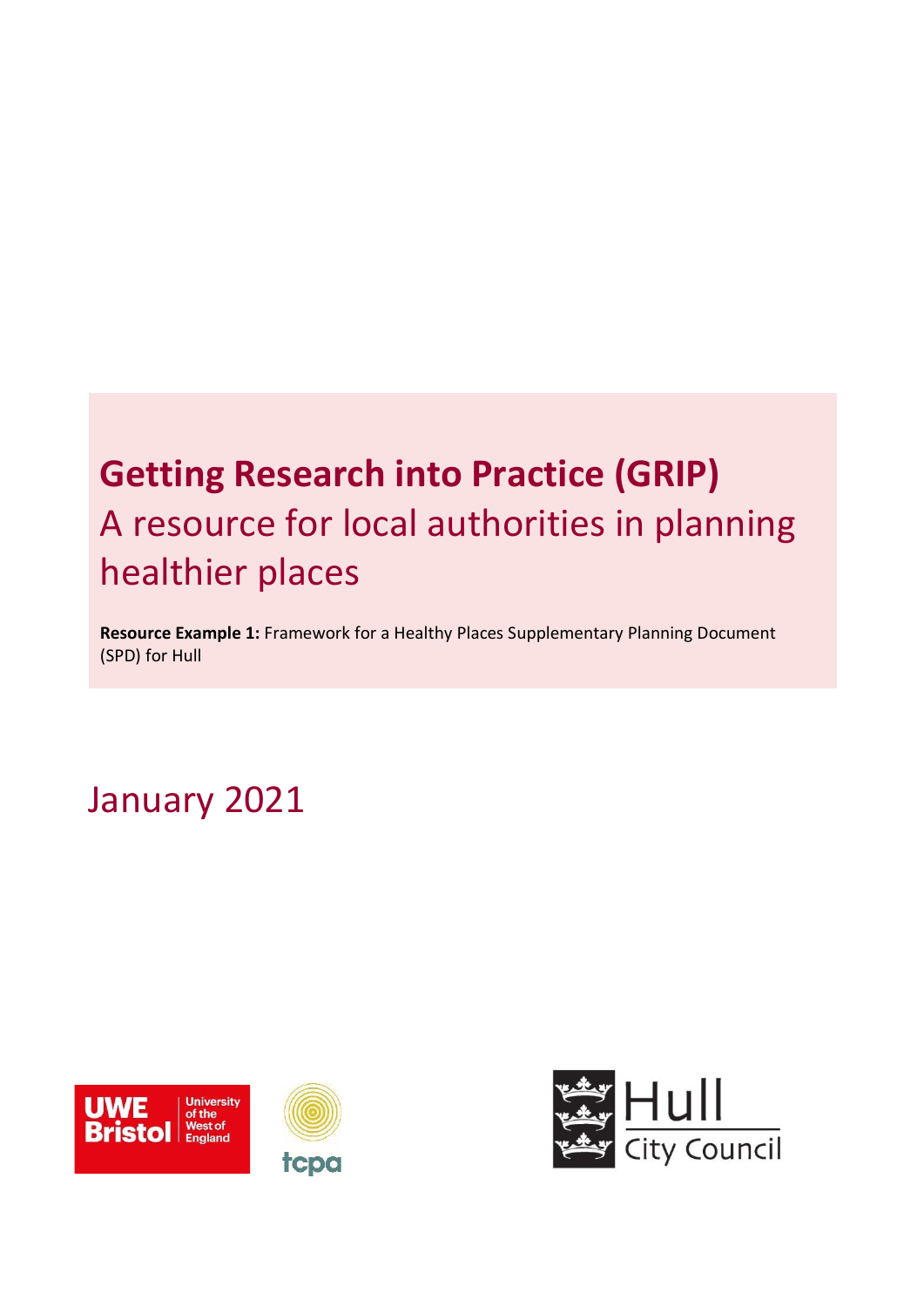# Getting Research into Practice (GRIP)

## A resource for local authorities in planning healthier places

**Resource Example 1:** Framework for a Healthy Places Supplementary Planning Document (SPD) for Hull

January 2021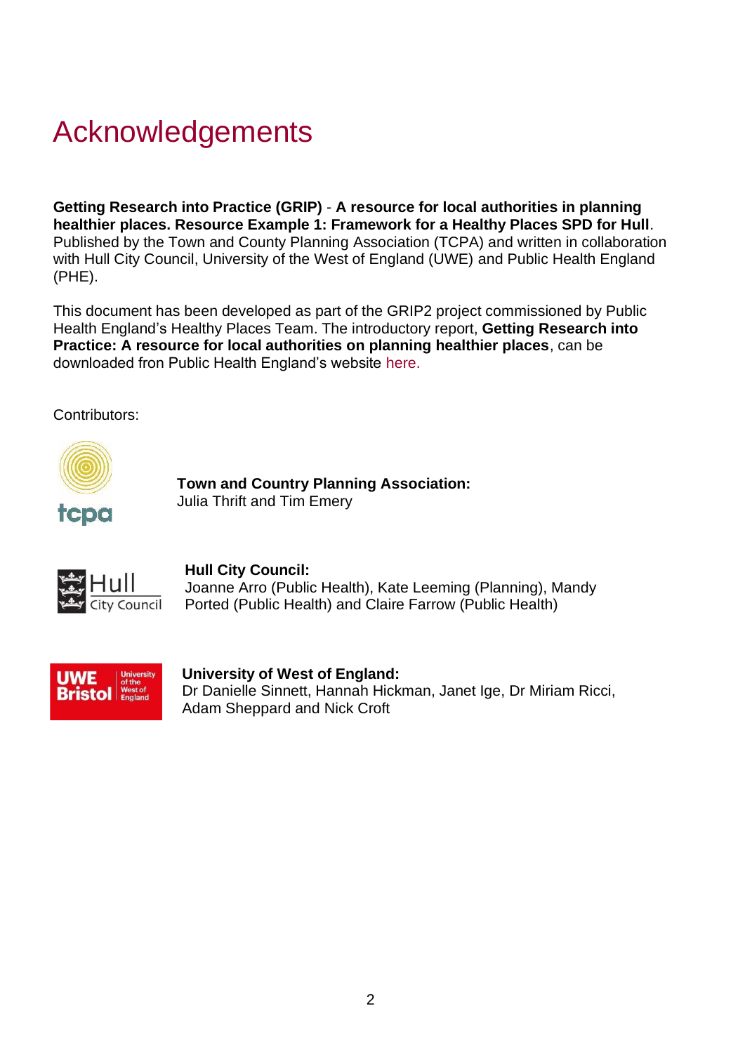# Acknowledgements

**Getting Research into Practice (GRIP)** - **A resource for local authorities in planning healthier places. Resource Example 1: Framework for a Healthy Places SPD for Hull**. Published by the Town and County Planning Association (TCPA) and written in collaboration with Hull City Council, University of the West of England (UWE) and Public Health England (PHE).

This document has been developed as part of the GRIP2 project commissioned by Public Health England's Healthy Places Team. The introductory report, **Getting Research into Practice: A resource for local authorities on planning healthier places**, can be downloaded fron Public Health England's website here.

Contributors:

**Town and Country Planning Association:**
Julia Thrift and Tim Emery

**Hull City Council:**
Joanne Arro (Public Health), Kate Leeming (Planning), Mandy Ported (Public Health) and Claire Farrow (Public Health)

**University of West of England:**
Dr Danielle Sinnett, Hannah Hickman, Janet Ige, Dr Miriam Ricci, Adam Sheppard and Nick Croft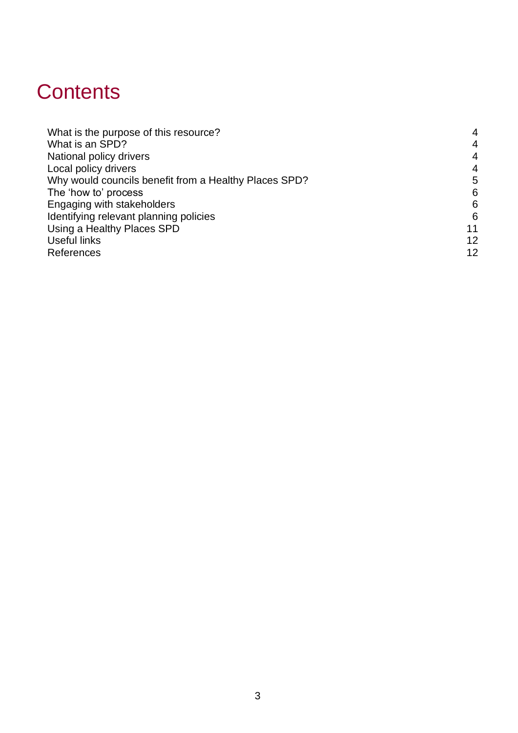# Contents

| | |
|---|---|
| What is the purpose of this resource? | 4 |
| What is an SPD? | 4 |
| National policy drivers | 4 |
| Local policy drivers | 4 |
| Why would councils benefit from a Healthy Places SPD? | 5 |
| The 'how to' process | 6 |
| Engaging with stakeholders | 6 |
| Identifying relevant planning policies | 6 |
| Using a Healthy Places SPD | 11 |
| Useful links | 12 |
| References | 12 |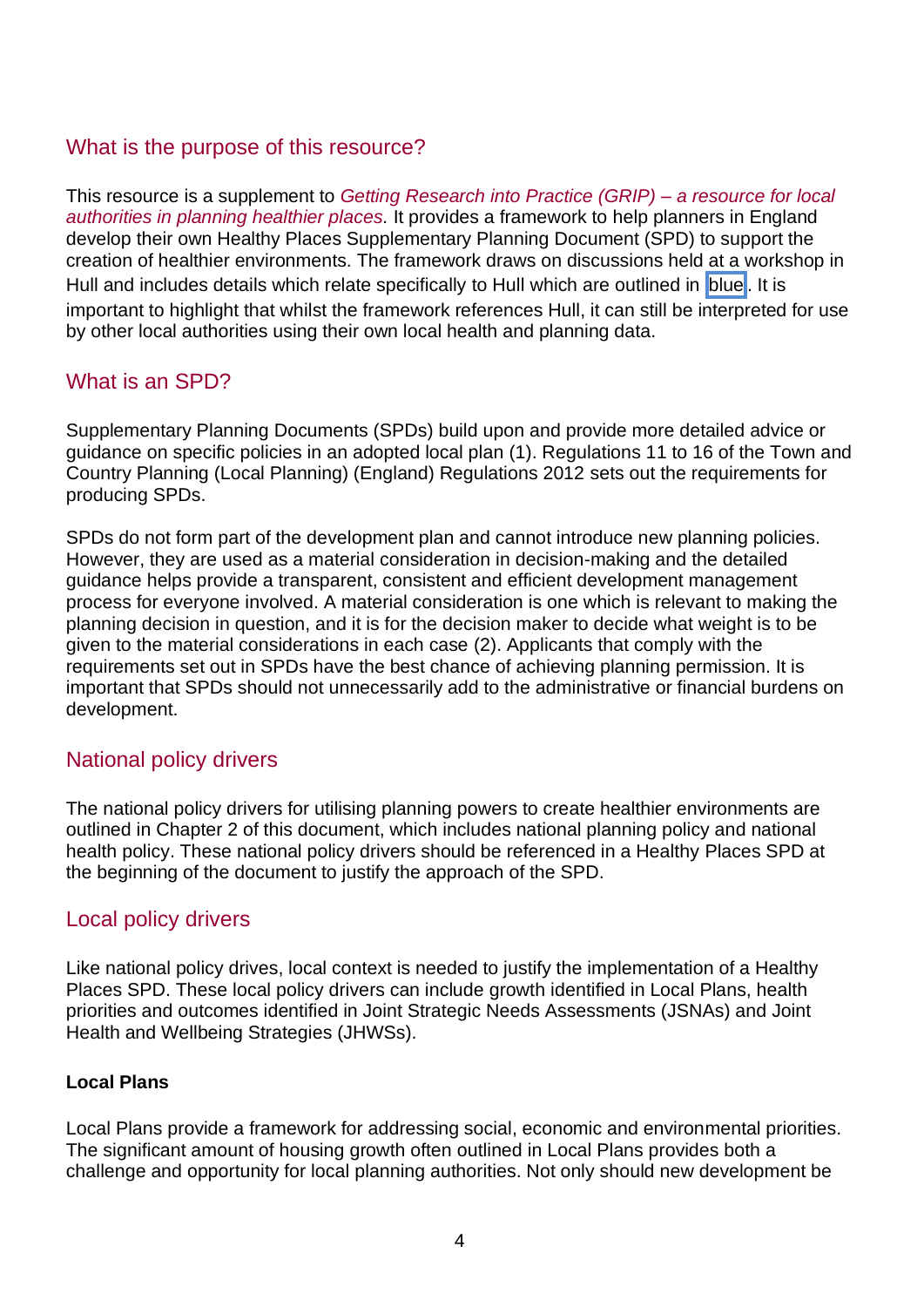## What is the purpose of this resource?

This resource is a supplement to *Getting Research into Practice (GRIP) – a resource for local authorities in planning healthier places.* It provides a framework to help planners in England develop their own Healthy Places Supplementary Planning Document (SPD) to support the creation of healthier environments. The framework draws on discussions held at a workshop in Hull and includes details which relate specifically to Hull which are outlined in blue. It is important to highlight that whilst the framework references Hull, it can still be interpreted for use by other local authorities using their own local health and planning data.

## What is an SPD?

Supplementary Planning Documents (SPDs) build upon and provide more detailed advice or guidance on specific policies in an adopted local plan (1). Regulations 11 to 16 of the Town and Country Planning (Local Planning) (England) Regulations 2012 sets out the requirements for producing SPDs.

SPDs do not form part of the development plan and cannot introduce new planning policies. However, they are used as a material consideration in decision-making and the detailed guidance helps provide a transparent, consistent and efficient development management process for everyone involved. A material consideration is one which is relevant to making the planning decision in question, and it is for the decision maker to decide what weight is to be given to the material considerations in each case (2). Applicants that comply with the requirements set out in SPDs have the best chance of achieving planning permission. It is important that SPDs should not unnecessarily add to the administrative or financial burdens on development.

## National policy drivers

The national policy drivers for utilising planning powers to create healthier environments are outlined in Chapter 2 of this document, which includes national planning policy and national health policy. These national policy drivers should be referenced in a Healthy Places SPD at the beginning of the document to justify the approach of the SPD.

## Local policy drivers

Like national policy drives, local context is needed to justify the implementation of a Healthy Places SPD. These local policy drivers can include growth identified in Local Plans, health priorities and outcomes identified in Joint Strategic Needs Assessments (JSNAs) and Joint Health and Wellbeing Strategies (JHWSs).

**Local Plans**

Local Plans provide a framework for addressing social, economic and environmental priorities. The significant amount of housing growth often outlined in Local Plans provides both a challenge and opportunity for local planning authorities. Not only should new development be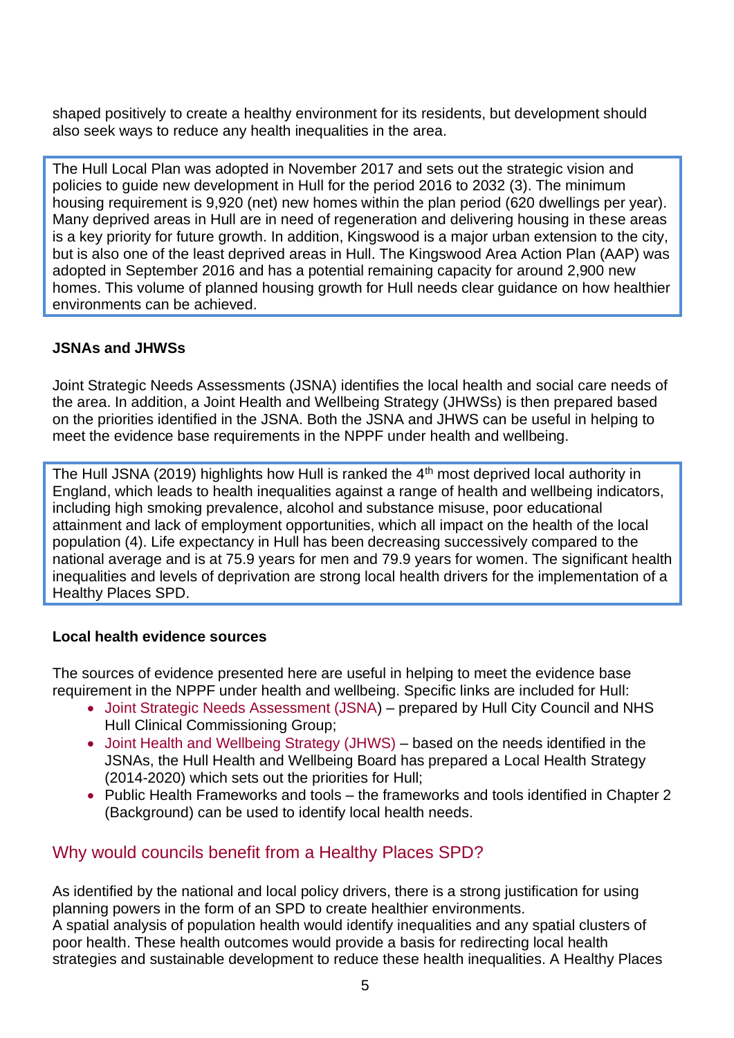shaped positively to create a healthy environment for its residents, but development should also seek ways to reduce any health inequalities in the area.

> The Hull Local Plan was adopted in November 2017 and sets out the strategic vision and policies to guide new development in Hull for the period 2016 to 2032 (3). The minimum housing requirement is 9,920 (net) new homes within the plan period (620 dwellings per year). Many deprived areas in Hull are in need of regeneration and delivering housing in these areas is a key priority for future growth. In addition, Kingswood is a major urban extension to the city, but is also one of the least deprived areas in Hull. The Kingswood Area Action Plan (AAP) was adopted in September 2016 and has a potential remaining capacity for around 2,900 new homes. This volume of planned housing growth for Hull needs clear guidance on how healthier environments can be achieved.

**JSNAs and JHWSs**

Joint Strategic Needs Assessments (JSNA) identifies the local health and social care needs of the area. In addition, a Joint Health and Wellbeing Strategy (JHWSs) is then prepared based on the priorities identified in the JSNA. Both the JSNA and JHWS can be useful in helping to meet the evidence base requirements in the NPPF under health and wellbeing.

> The Hull JSNA (2019) highlights how Hull is ranked the 4th most deprived local authority in England, which leads to health inequalities against a range of health and wellbeing indicators, including high smoking prevalence, alcohol and substance misuse, poor educational attainment and lack of employment opportunities, which all impact on the health of the local population (4). Life expectancy in Hull has been decreasing successively compared to the national average and is at 75.9 years for men and 79.9 years for women. The significant health inequalities and levels of deprivation are strong local health drivers for the implementation of a Healthy Places SPD.

**Local health evidence sources**

The sources of evidence presented here are useful in helping to meet the evidence base requirement in the NPPF under health and wellbeing. Specific links are included for Hull:

- Joint Strategic Needs Assessment (JSNA) – prepared by Hull City Council and NHS Hull Clinical Commissioning Group;
- Joint Health and Wellbeing Strategy (JHWS) – based on the needs identified in the JSNAs, the Hull Health and Wellbeing Board has prepared a Local Health Strategy (2014-2020) which sets out the priorities for Hull;
- Public Health Frameworks and tools – the frameworks and tools identified in Chapter 2 (Background) can be used to identify local health needs.

## Why would councils benefit from a Healthy Places SPD?

As identified by the national and local policy drivers, there is a strong justification for using planning powers in the form of an SPD to create healthier environments.
A spatial analysis of population health would identify inequalities and any spatial clusters of poor health. These health outcomes would provide a basis for redirecting local health strategies and sustainable development to reduce these health inequalities. A Healthy Places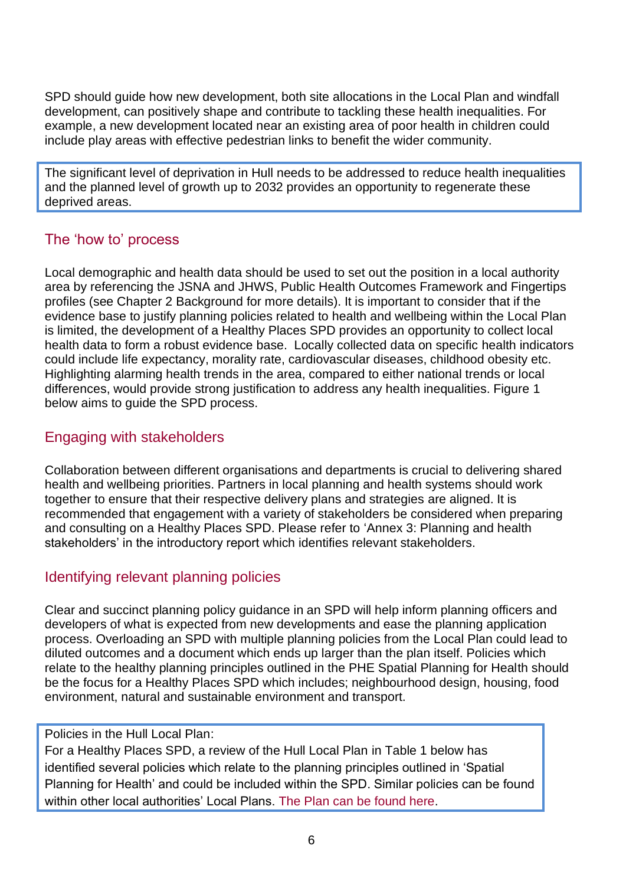SPD should guide how new development, both site allocations in the Local Plan and windfall development, can positively shape and contribute to tackling these health inequalities. For example, a new development located near an existing area of poor health in children could include play areas with effective pedestrian links to benefit the wider community.

> The significant level of deprivation in Hull needs to be addressed to reduce health inequalities and the planned level of growth up to 2032 provides an opportunity to regenerate these deprived areas.

## The 'how to' process

Local demographic and health data should be used to set out the position in a local authority area by referencing the JSNA and JHWS, Public Health Outcomes Framework and Fingertips profiles (see Chapter 2 Background for more details). It is important to consider that if the evidence base to justify planning policies related to health and wellbeing within the Local Plan is limited, the development of a Healthy Places SPD provides an opportunity to collect local health data to form a robust evidence base. Locally collected data on specific health indicators could include life expectancy, morality rate, cardiovascular diseases, childhood obesity etc. Highlighting alarming health trends in the area, compared to either national trends or local differences, would provide strong justification to address any health inequalities. Figure 1 below aims to guide the SPD process.

## Engaging with stakeholders

Collaboration between different organisations and departments is crucial to delivering shared health and wellbeing priorities. Partners in local planning and health systems should work together to ensure that their respective delivery plans and strategies are aligned. It is recommended that engagement with a variety of stakeholders be considered when preparing and consulting on a Healthy Places SPD. Please refer to 'Annex 3: Planning and health stakeholders' in the introductory report which identifies relevant stakeholders.

## Identifying relevant planning policies

Clear and succinct planning policy guidance in an SPD will help inform planning officers and developers of what is expected from new developments and ease the planning application process. Overloading an SPD with multiple planning policies from the Local Plan could lead to diluted outcomes and a document which ends up larger than the plan itself. Policies which relate to the healthy planning principles outlined in the PHE Spatial Planning for Health should be the focus for a Healthy Places SPD which includes; neighbourhood design, housing, food environment, natural and sustainable environment and transport.

> Policies in the Hull Local Plan:
> For a Healthy Places SPD, a review of the Hull Local Plan in Table 1 below has identified several policies which relate to the planning principles outlined in 'Spatial Planning for Health' and could be included within the SPD. Similar policies can be found within other local authorities' Local Plans. The Plan can be found here.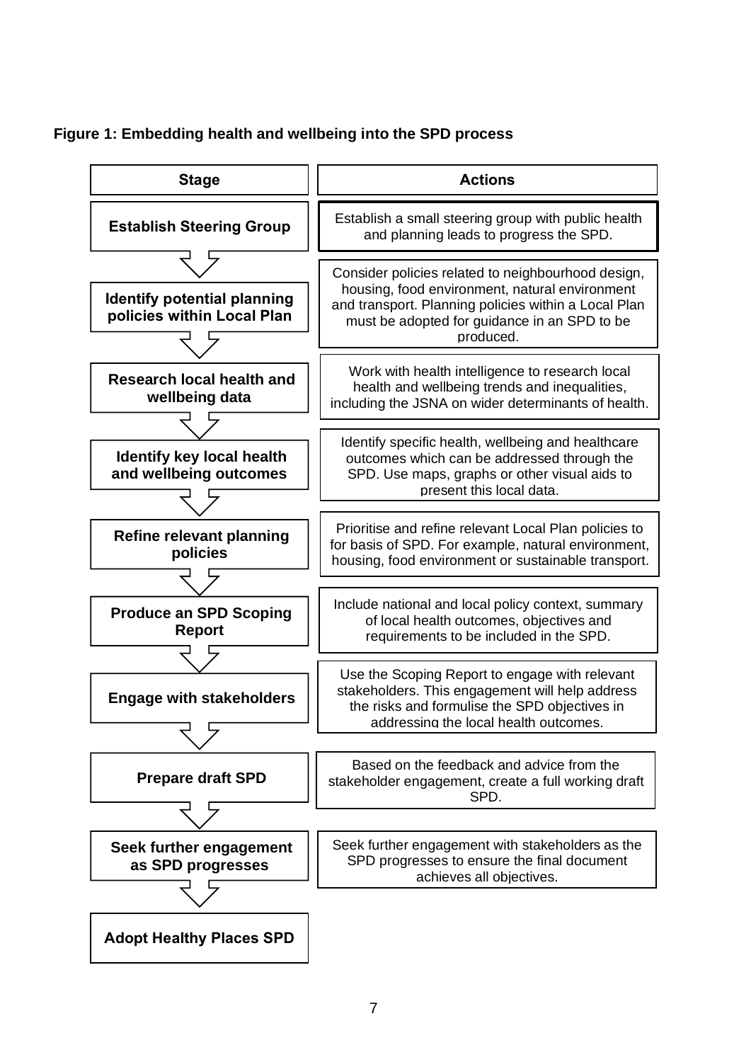**Figure 1: Embedding health and wellbeing into the SPD process**

| Stage | Actions |
| --- | --- |
| **Establish Steering Group** | Establish a small steering group with public health and planning leads to progress the SPD. |
| **Identify potential planning policies within Local Plan** | Consider policies related to neighbourhood design, housing, food environment, natural environment and transport. Planning policies within a Local Plan must be adopted for guidance in an SPD to be produced. |
| **Research local health and wellbeing data** | Work with health intelligence to research local health and wellbeing trends and inequalities, including the JSNA on wider determinants of health. |
| **Identify key local health and wellbeing outcomes** | Identify specific health, wellbeing and healthcare outcomes which can be addressed through the SPD. Use maps, graphs or other visual aids to present this local data. |
| **Refine relevant planning policies** | Prioritise and refine relevant Local Plan policies to for basis of SPD. For example, natural environment, housing, food environment or sustainable transport. |
| **Produce an SPD Scoping Report** | Include national and local policy context, summary of local health outcomes, objectives and requirements to be included in the SPD. |
| **Engage with stakeholders** | Use the Scoping Report to engage with relevant stakeholders. This engagement will help address the risks and formulise the SPD objectives in addressing the local health outcomes. |
| **Prepare draft SPD** | Based on the feedback and advice from the stakeholder engagement, create a full working draft SPD. |
| **Seek further engagement as SPD progresses** | Seek further engagement with stakeholders as the SPD progresses to ensure the final document achieves all objectives. |
| **Adopt Healthy Places SPD** | |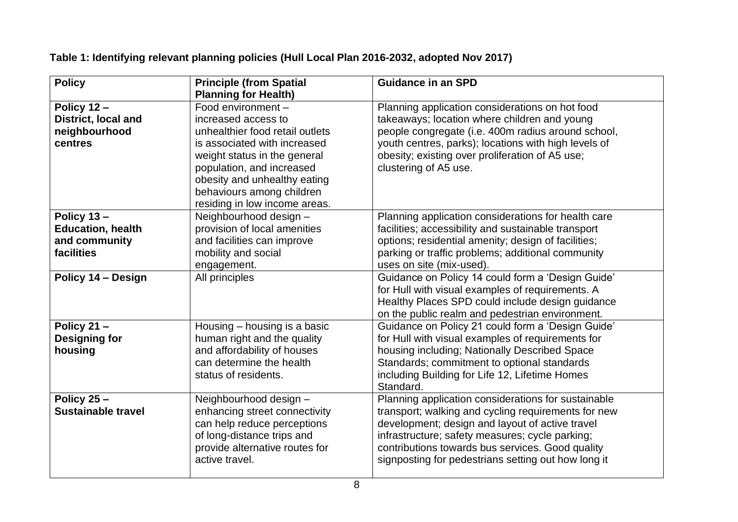**Table 1: Identifying relevant planning policies (Hull Local Plan 2016-2032, adopted Nov 2017)**

| Policy | Principle (from Spatial Planning for Health) | Guidance in an SPD |
| --- | --- | --- |
| **Policy 12 – District, local and neighbourhood centres** | Food environment – increased access to unhealthier food retail outlets is associated with increased weight status in the general population, and increased obesity and unhealthy eating behaviours among children residing in low income areas. | Planning application considerations on hot food takeaways; location where children and young people congregate (i.e. 400m radius around school, youth centres, parks); locations with high levels of obesity; existing over proliferation of A5 use; clustering of A5 use. |
| **Policy 13 – Education, health and community facilities** | Neighbourhood design – provision of local amenities and facilities can improve mobility and social engagement. | Planning application considerations for health care facilities; accessibility and sustainable transport options; residential amenity; design of facilities; parking or traffic problems; additional community uses on site (mix-used). |
| **Policy 14 – Design** | All principles | Guidance on Policy 14 could form a 'Design Guide' for Hull with visual examples of requirements. A Healthy Places SPD could include design guidance on the public realm and pedestrian environment. |
| **Policy 21 – Designing for housing** | Housing – housing is a basic human right and the quality and affordability of houses can determine the health status of residents. | Guidance on Policy 21 could form a 'Design Guide' for Hull with visual examples of requirements for housing including; Nationally Described Space Standards; commitment to optional standards including Building for Life 12, Lifetime Homes Standard. |
| **Policy 25 – Sustainable travel** | Neighbourhood design – enhancing street connectivity can help reduce perceptions of long-distance trips and provide alternative routes for active travel. | Planning application considerations for sustainable transport; walking and cycling requirements for new development; design and layout of active travel infrastructure; safety measures; cycle parking; contributions towards bus services. Good quality signposting for pedestrians setting out how long it |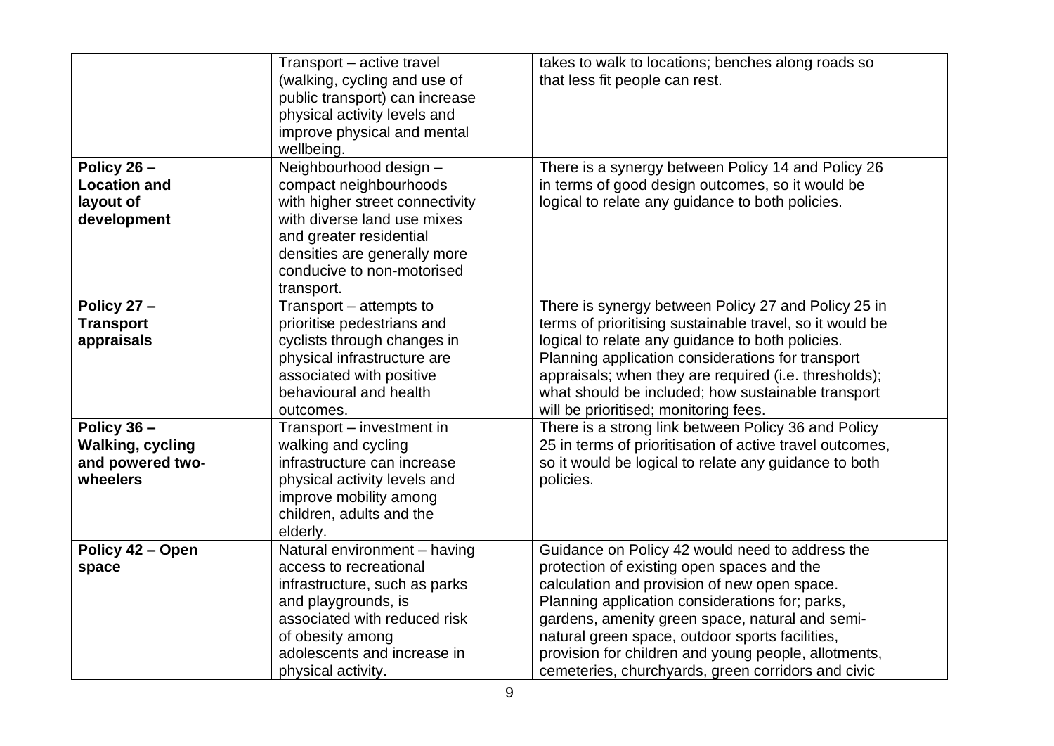| | | |
|---|---|---|
| | Transport – active travel (walking, cycling and use of public transport) can increase physical activity levels and improve physical and mental wellbeing. | takes to walk to locations; benches along roads so that less fit people can rest. |
| **Policy 26 – Location and layout of development** | Neighbourhood design – compact neighbourhoods with higher street connectivity with diverse land use mixes and greater residential densities are generally more conducive to non-motorised transport. | There is a synergy between Policy 14 and Policy 26 in terms of good design outcomes, so it would be logical to relate any guidance to both policies. |
| **Policy 27 – Transport appraisals** | Transport – attempts to prioritise pedestrians and cyclists through changes in physical infrastructure are associated with positive behavioural and health outcomes. | There is synergy between Policy 27 and Policy 25 in terms of prioritising sustainable travel, so it would be logical to relate any guidance to both policies. Planning application considerations for transport appraisals; when they are required (i.e. thresholds); what should be included; how sustainable transport will be prioritised; monitoring fees. |
| **Policy 36 – Walking, cycling and powered two-wheelers** | Transport – investment in walking and cycling infrastructure can increase physical activity levels and improve mobility among children, adults and the elderly. | There is a strong link between Policy 36 and Policy 25 in terms of prioritisation of active travel outcomes, so it would be logical to relate any guidance to both policies. |
| **Policy 42 – Open space** | Natural environment – having access to recreational infrastructure, such as parks and playgrounds, is associated with reduced risk of obesity among adolescents and increase in physical activity. | Guidance on Policy 42 would need to address the protection of existing open spaces and the calculation and provision of new open space. Planning application considerations for; parks, gardens, amenity green space, natural and semi-natural green space, outdoor sports facilities, provision for children and young people, allotments, cemeteries, churchyards, green corridors and civic |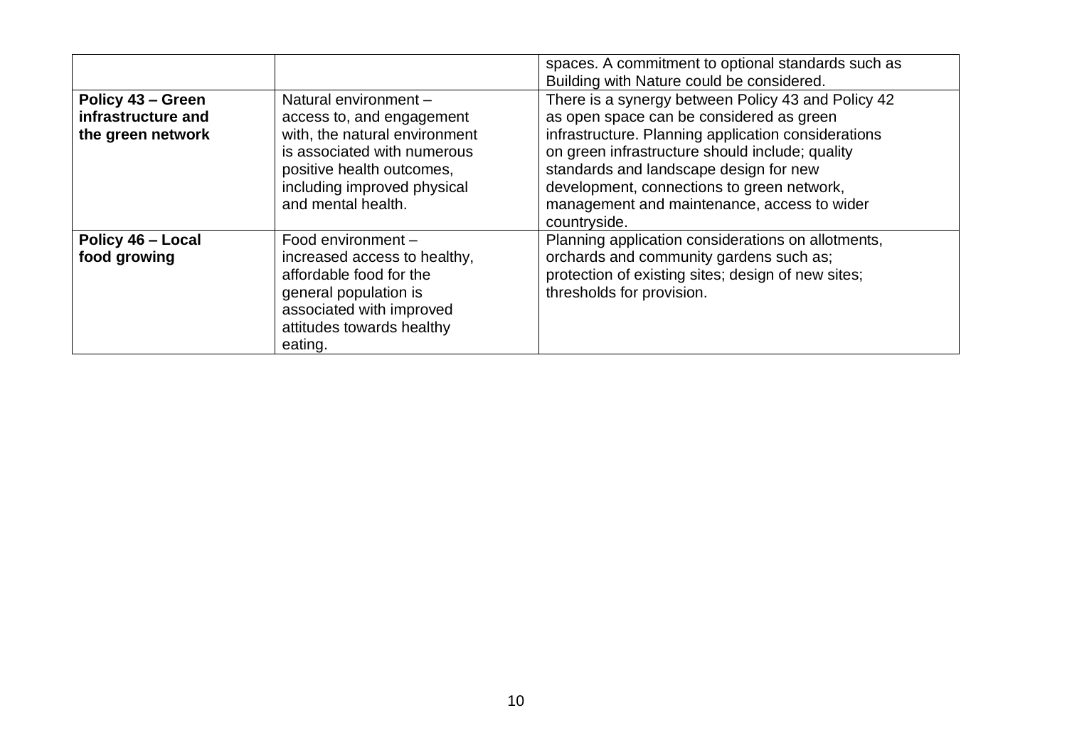| | | |
|---|---|---|
| | | spaces. A commitment to optional standards such as Building with Nature could be considered. |
| **Policy 43 – Green infrastructure and the green network** | Natural environment – access to, and engagement with, the natural environment is associated with numerous positive health outcomes, including improved physical and mental health. | There is a synergy between Policy 43 and Policy 42 as open space can be considered as green infrastructure. Planning application considerations on green infrastructure should include; quality standards and landscape design for new development, connections to green network, management and maintenance, access to wider countryside. |
| **Policy 46 – Local food growing** | Food environment – increased access to healthy, affordable food for the general population is associated with improved attitudes towards healthy eating. | Planning application considerations on allotments, orchards and community gardens such as; protection of existing sites; design of new sites; thresholds for provision. |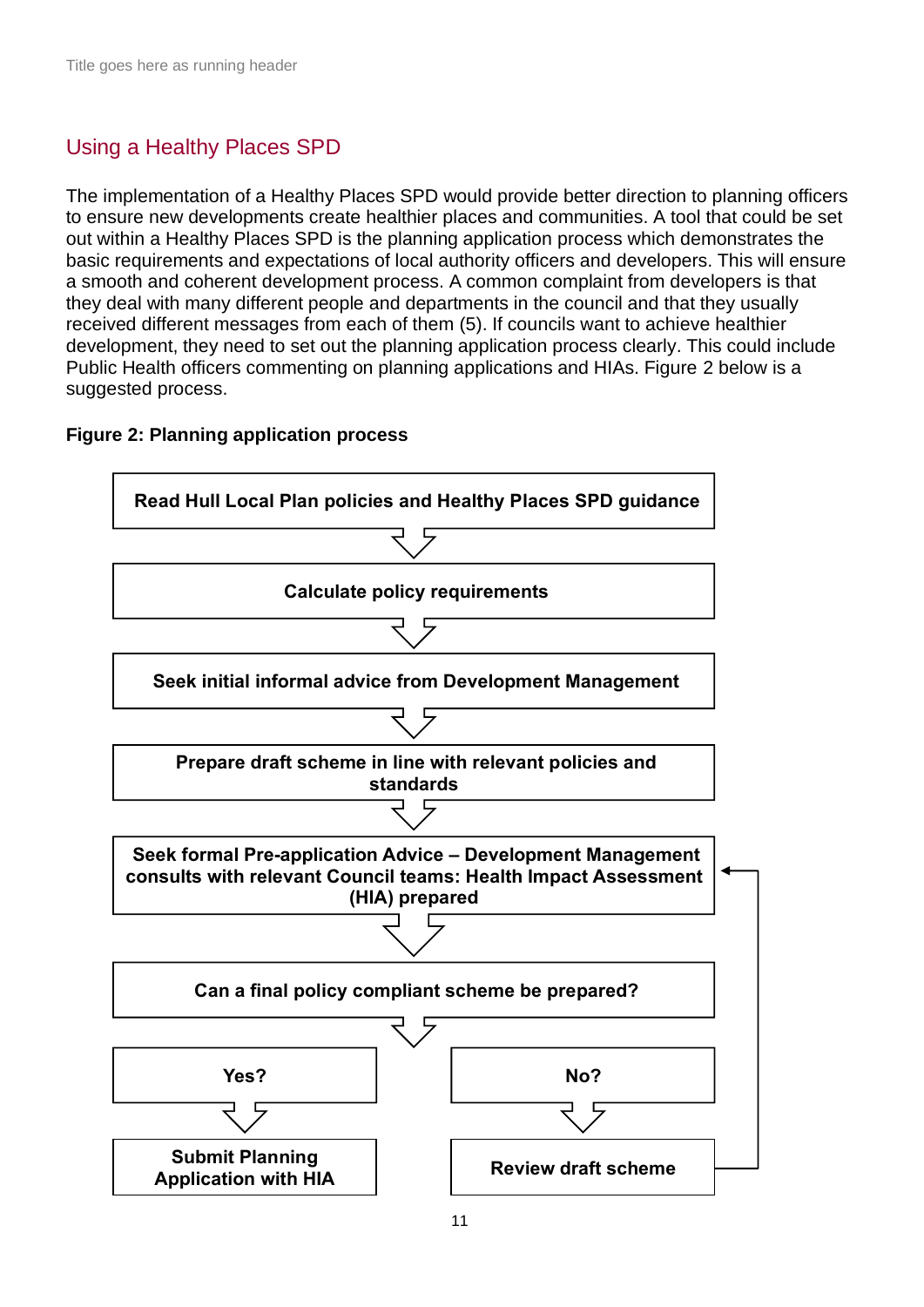## Using a Healthy Places SPD

The implementation of a Healthy Places SPD would provide better direction to planning officers to ensure new developments create healthier places and communities. A tool that could be set out within a Healthy Places SPD is the planning application process which demonstrates the basic requirements and expectations of local authority officers and developers. This will ensure a smooth and coherent development process. A common complaint from developers is that they deal with many different people and departments in the council and that they usually received different messages from each of them (5). If councils want to achieve healthier development, they need to set out the planning application process clearly. This could include Public Health officers commenting on planning applications and HIAs. Figure 2 below is a suggested process.

**Figure 2: Planning application process**

1. **Read Hull Local Plan policies and Healthy Places SPD guidance**
2. **Calculate policy requirements**
3. **Seek initial informal advice from Development Management**
4. **Prepare draft scheme in line with relevant policies and standards**
5. **Seek formal Pre-application Advice – Development Management consults with relevant Council teams: Health Impact Assessment (HIA) prepared**
6. **Can a final policy compliant scheme be prepared?**
   - **Yes?** → **Submit Planning Application with HIA**
   - **No?** → **Review draft scheme** → return to step 5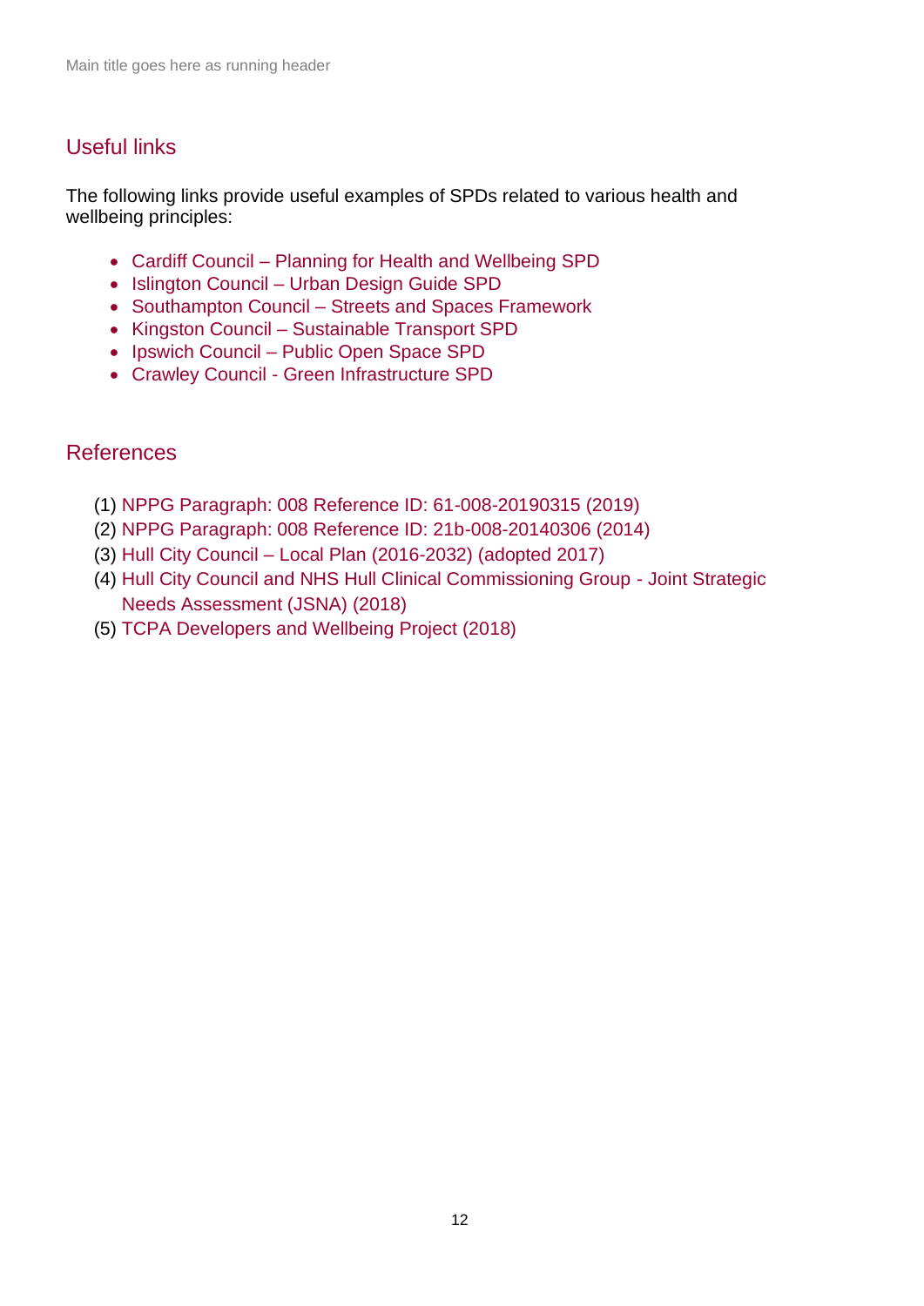## Useful links

The following links provide useful examples of SPDs related to various health and wellbeing principles:

- Cardiff Council – Planning for Health and Wellbeing SPD
- Islington Council – Urban Design Guide SPD
- Southampton Council – Streets and Spaces Framework
- Kingston Council – Sustainable Transport SPD
- Ipswich Council – Public Open Space SPD
- Crawley Council - Green Infrastructure SPD

## References

(1) NPPG Paragraph: 008 Reference ID: 61-008-20190315 (2019)

(2) NPPG Paragraph: 008 Reference ID: 21b-008-20140306 (2014)

(3) Hull City Council – Local Plan (2016-2032) (adopted 2017)

(4) Hull City Council and NHS Hull Clinical Commissioning Group - Joint Strategic Needs Assessment (JSNA) (2018)

(5) TCPA Developers and Wellbeing Project (2018)